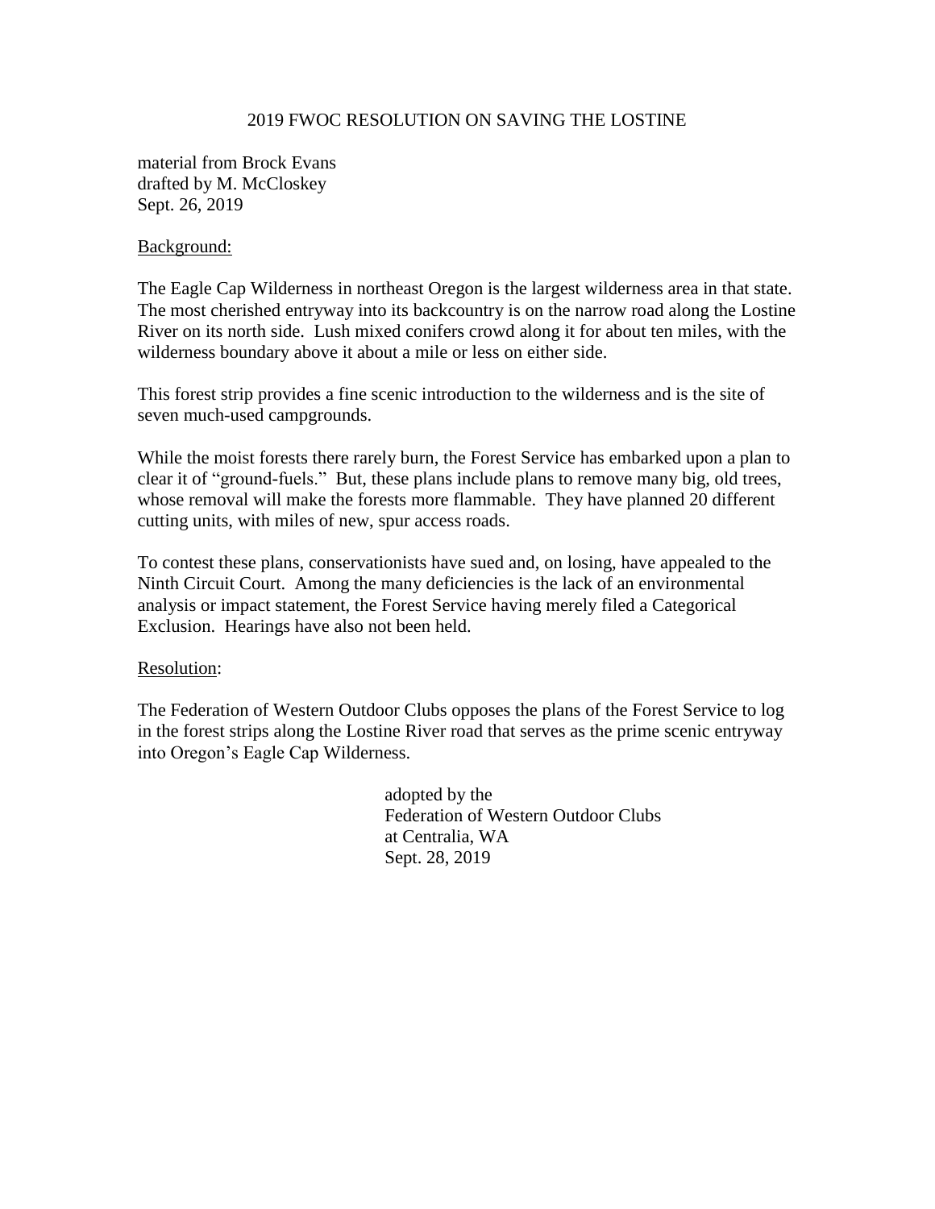# 2019 FWOC RESOLUTION ON SAVING THE LOSTINE

material from Brock Evans
drafted by M. McCloskey
Sept. 26, 2019

Background:

The Eagle Cap Wilderness in northeast Oregon is the largest wilderness area in that state. The most cherished entryway into its backcountry is on the narrow road along the Lostine River on its north side. Lush mixed conifers crowd along it for about ten miles, with the wilderness boundary above it about a mile or less on either side.

This forest strip provides a fine scenic introduction to the wilderness and is the site of seven much-used campgrounds.

While the moist forests there rarely burn, the Forest Service has embarked upon a plan to clear it of "ground-fuels." But, these plans include plans to remove many big, old trees, whose removal will make the forests more flammable. They have planned 20 different cutting units, with miles of new, spur access roads.

To contest these plans, conservationists have sued and, on losing, have appealed to the Ninth Circuit Court. Among the many deficiencies is the lack of an environmental analysis or impact statement, the Forest Service having merely filed a Categorical Exclusion. Hearings have also not been held.

Resolution:

The Federation of Western Outdoor Clubs opposes the plans of the Forest Service to log in the forest strips along the Lostine River road that serves as the prime scenic entryway into Oregon's Eagle Cap Wilderness.

adopted by the
Federation of Western Outdoor Clubs
at Centralia, WA
Sept. 28, 2019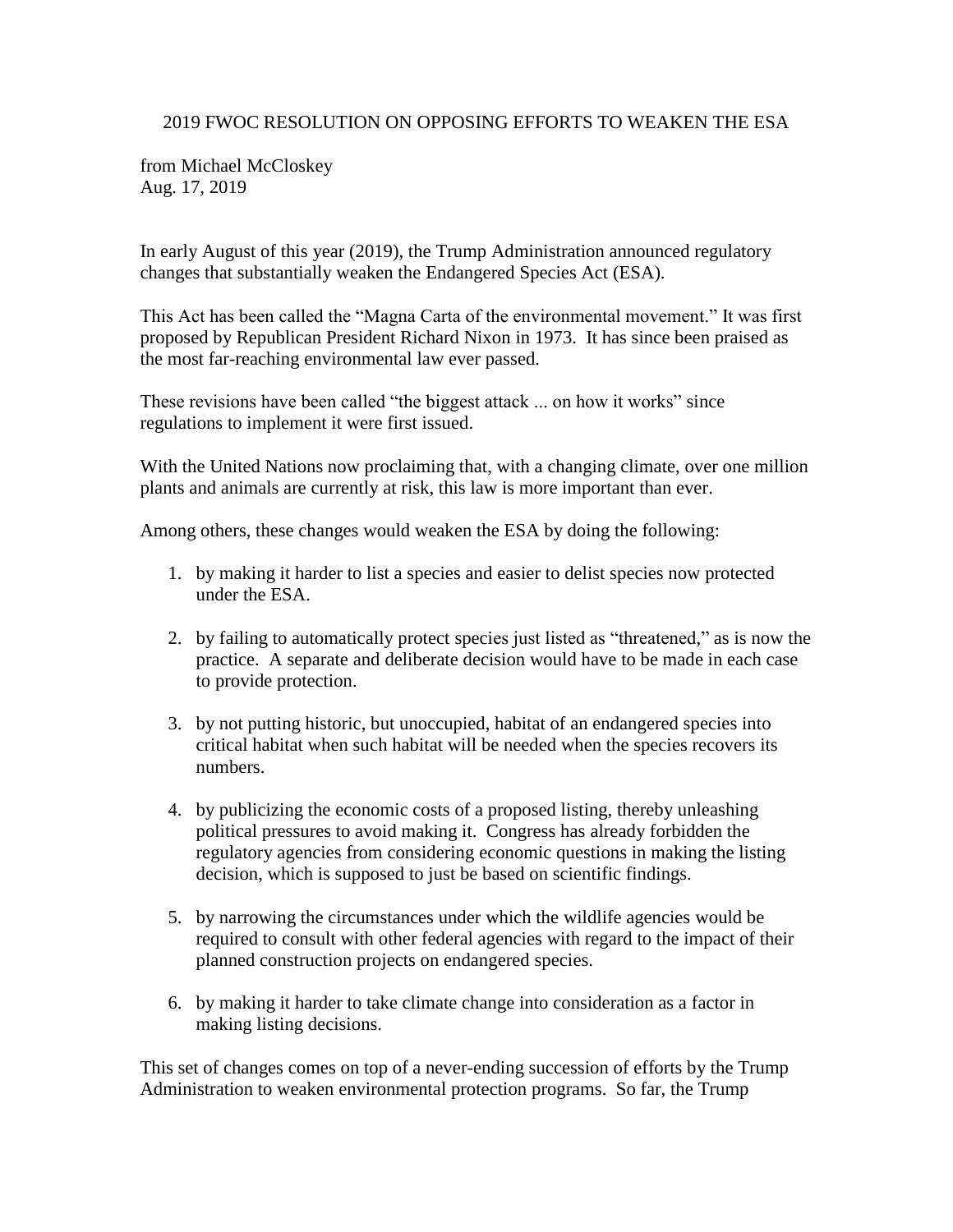2019 FWOC RESOLUTION ON OPPOSING EFFORTS TO WEAKEN THE ESA

from Michael McCloskey
Aug. 17, 2019

In early August of this year (2019), the Trump Administration announced regulatory changes that substantially weaken the Endangered Species Act (ESA).

This Act has been called the "Magna Carta of the environmental movement." It was first proposed by Republican President Richard Nixon in 1973. It has since been praised as the most far-reaching environmental law ever passed.

These revisions have been called "the biggest attack ... on how it works" since regulations to implement it were first issued.

With the United Nations now proclaiming that, with a changing climate, over one million plants and animals are currently at risk, this law is more important than ever.

Among others, these changes would weaken the ESA by doing the following:

1. by making it harder to list a species and easier to delist species now protected under the ESA.

2. by failing to automatically protect species just listed as "threatened," as is now the practice. A separate and deliberate decision would have to be made in each case to provide protection.

3. by not putting historic, but unoccupied, habitat of an endangered species into critical habitat when such habitat will be needed when the species recovers its numbers.

4. by publicizing the economic costs of a proposed listing, thereby unleashing political pressures to avoid making it. Congress has already forbidden the regulatory agencies from considering economic questions in making the listing decision, which is supposed to just be based on scientific findings.

5. by narrowing the circumstances under which the wildlife agencies would be required to consult with other federal agencies with regard to the impact of their planned construction projects on endangered species.

6. by making it harder to take climate change into consideration as a factor in making listing decisions.

This set of changes comes on top of a never-ending succession of efforts by the Trump Administration to weaken environmental protection programs. So far, the Trump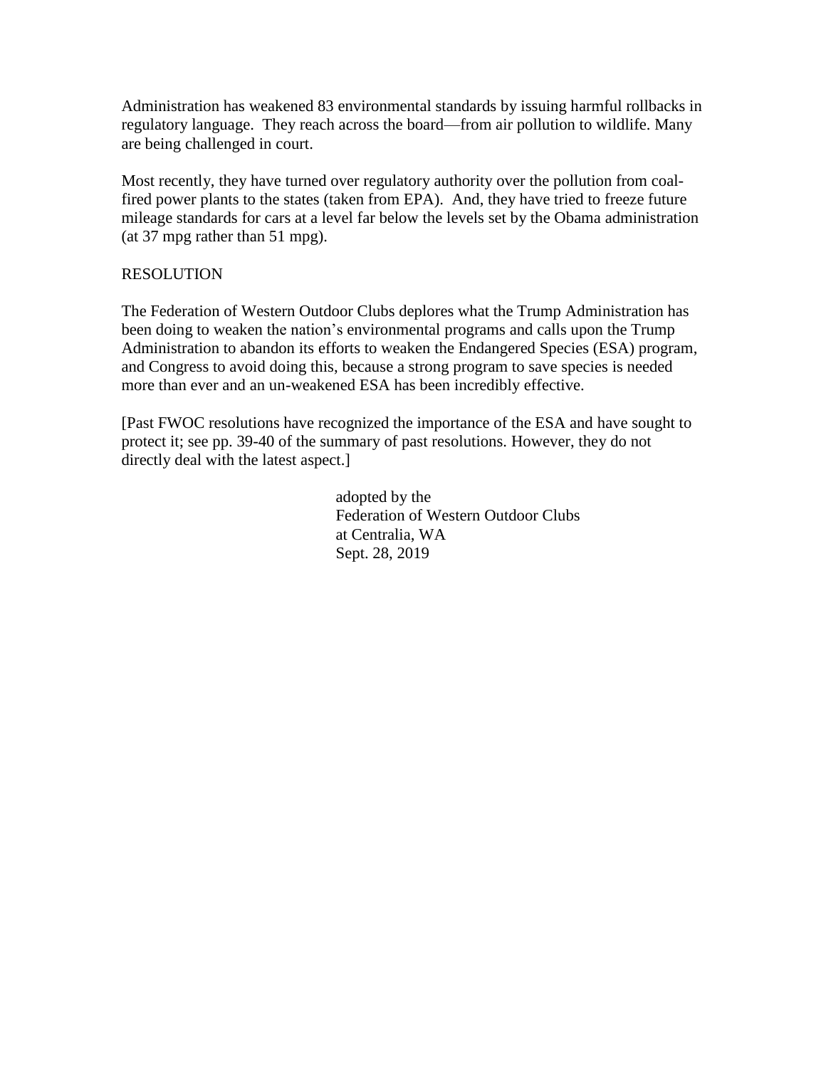Administration has weakened 83 environmental standards by issuing harmful rollbacks in regulatory language. They reach across the board—from air pollution to wildlife. Many are being challenged in court.

Most recently, they have turned over regulatory authority over the pollution from coal-fired power plants to the states (taken from EPA). And, they have tried to freeze future mileage standards for cars at a level far below the levels set by the Obama administration (at 37 mpg rather than 51 mpg).

RESOLUTION

The Federation of Western Outdoor Clubs deplores what the Trump Administration has been doing to weaken the nation's environmental programs and calls upon the Trump Administration to abandon its efforts to weaken the Endangered Species (ESA) program, and Congress to avoid doing this, because a strong program to save species is needed more than ever and an un-weakened ESA has been incredibly effective.

[Past FWOC resolutions have recognized the importance of the ESA and have sought to protect it; see pp. 39-40 of the summary of past resolutions. However, they do not directly deal with the latest aspect.]

adopted by the
Federation of Western Outdoor Clubs
at Centralia, WA
Sept. 28, 2019